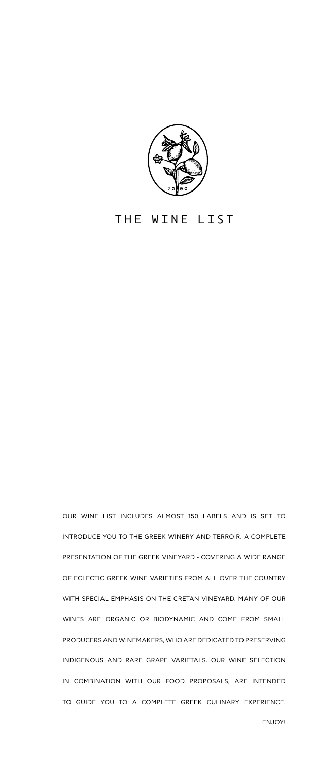# THE WINE LIST

OUR WINE LIST INCLUDES ALMOST 150 LABELS AND IS SET TO INTRODUCE YOU TO THE GREEK WINERY AND TERROIR. A COMPLETE PRESENTATION OF THE GREEK VINEYARD - COVERING A WIDE RANGE OF ECLECTIC GREEK WINE VARIETIES FROM ALL OVER THE COUNTRY WITH SPECIAL EMPHASIS ON THE CRETAN VINEYARD. MANY OF OUR WINES ARE ORGANIC OR BIODYNAMIC AND COME FROM SMALL PRODUCERS AND WINEMAKERS, WHO ARE DEDICATED TO PRESERVING INDIGENOUS AND RARE GRAPE VARIETALS. OUR WINE SELECTION IN COMBINATION WITH OUR FOOD PROPOSALS, ARE INTENDED TO GUIDE YOU TO A COMPLETE GREEK CULINARY EXPERIENCE.

ENJOY!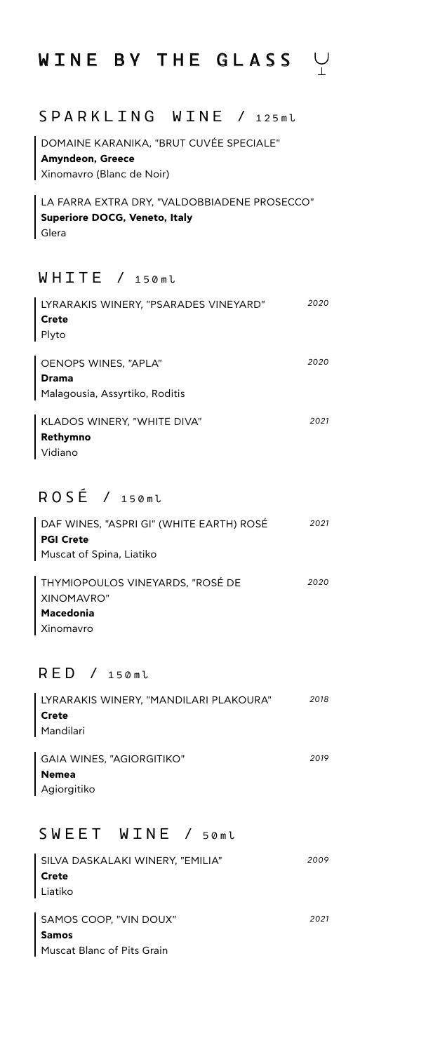# WINE BY THE GLASS

## SPARKLING WINE / 125ml

DOMAINE KARANIKA, "BRUT CUVÉE SPECIALE"
**Amyndeon, Greece**
Xinomavro (Blanc de Noir)

LA FARRA EXTRA DRY, "VALDOBBIADENE PROSECCO"
**Superiore DOCG, Veneto, Italy**
Glera

## WHITE / 150ml

LYRARAKIS WINERY, "PSARADES VINEYARD" *2020*
**Crete**
Plyto

OENOPS WINES, "APLA" *2020*
**Drama**
Malagousia, Assyrtiko, Roditis

KLADOS WINERY, "WHITE DIVA" *2021*
**Rethymno**
Vidiano

## ROSÉ / 150ml

DAF WINES, "ASPRI GI" (WHITE EARTH) ROSÉ *2021*
**PGI Crete**
Muscat of Spina, Liatiko

THYMIOPOULOS VINEYARDS, "ROSÉ DE XINOMAVRO" *2020*
**Macedonia**
Xinomavro

## RED / 150ml

LYRARAKIS WINERY, "MANDILARI PLAKOURA" *2018*
**Crete**
Mandilari

GAIA WINES, "AGIORGITIKO" *2019*
**Nemea**
Agiorgitiko

## SWEET WINE / 50ml

SILVA DASKALAKI WINERY, "EMILIA" *2009*
**Crete**
Liatiko

SAMOS COOP, "VIN DOUX" *2021*
**Samos**
Muscat Blanc of Pits Grain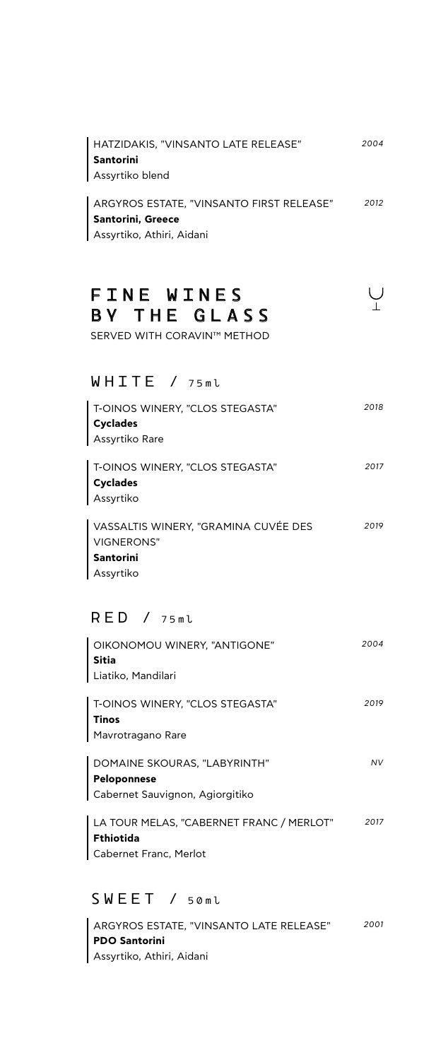HATZIDAKIS, "VINSANTO LATE RELEASE" *2004*
**Santorini**
Assyrtiko blend

ARGYROS ESTATE, "VINSANTO FIRST RELEASE" *2012*
**Santorini, Greece**
Assyrtiko, Athiri, Aidani

# FINE WINES BY THE GLASS

SERVED WITH CORAVIN™ METHOD

## WHITE / 75ml

T-OINOS WINERY, "CLOS STEGASTA" *2018*
**Cyclades**
Assyrtiko Rare

T-OINOS WINERY, "CLOS STEGASTA" *2017*
**Cyclades**
Assyrtiko

VASSALTIS WINERY, "GRAMINA CUVÉE DES VIGNERONS" *2019*
**Santorini**
Assyrtiko

## RED / 75ml

OIKONOMOU WINERY, "ANTIGONE" *2004*
**Sitia**
Liatiko, Mandilari

T-OINOS WINERY, "CLOS STEGASTA" *2019*
**Tinos**
Mavrotragano Rare

DOMAINE SKOURAS, "LABYRINTH" *NV*
**Peloponnese**
Cabernet Sauvignon, Agiorgitiko

LA TOUR MELAS, "CABERNET FRANC / MERLOT" *2017*
**Fthiotida**
Cabernet Franc, Merlot

## SWEET / 50ml

ARGYROS ESTATE, "VINSANTO LATE RELEASE" *2001*
**PDO Santorini**
Assyrtiko, Athiri, Aidani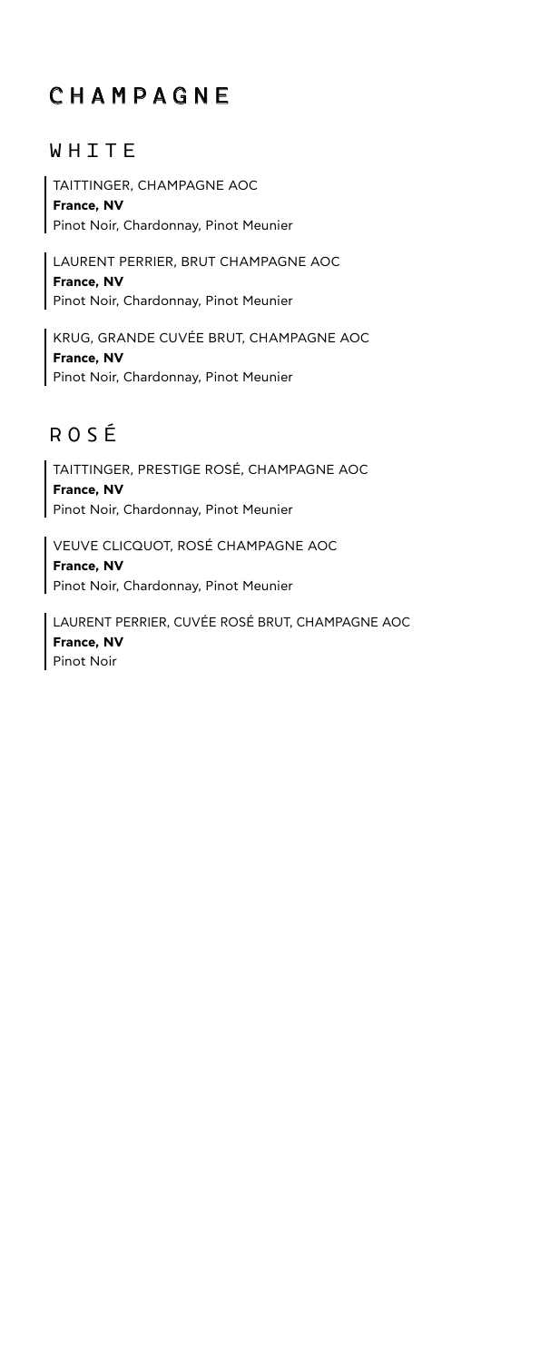# CHAMPAGNE

## WHITE

TAITTINGER, CHAMPAGNE AOC
**France, NV**
Pinot Noir, Chardonnay, Pinot Meunier

LAURENT PERRIER, BRUT CHAMPAGNE AOC
**France, NV**
Pinot Noir, Chardonnay, Pinot Meunier

KRUG, GRANDE CUVÉE BRUT, CHAMPAGNE AOC
**France, NV**
Pinot Noir, Chardonnay, Pinot Meunier

## ROSÉ

TAITTINGER, PRESTIGE ROSÉ, CHAMPAGNE AOC
**France, NV**
Pinot Noir, Chardonnay, Pinot Meunier

VEUVE CLICQUOT, ROSÉ CHAMPAGNE AOC
**France, NV**
Pinot Noir, Chardonnay, Pinot Meunier

LAURENT PERRIER, CUVÉE ROSÉ BRUT, CHAMPAGNE AOC
**France, NV**
Pinot Noir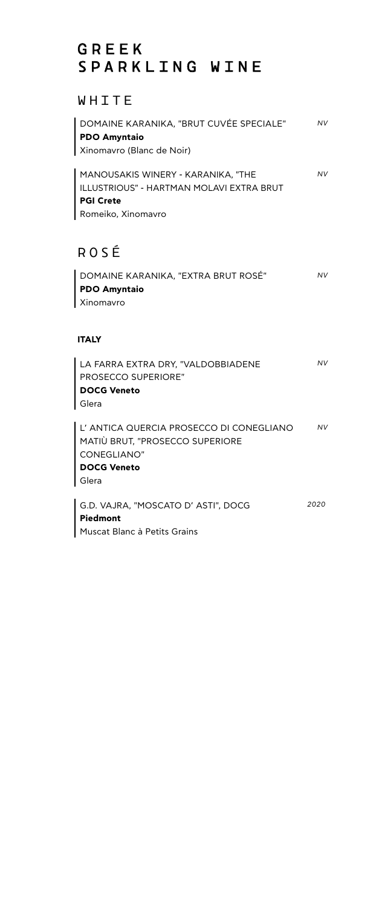# GREEK SPARKLING WINE

## WHITE

DOMAINE KARANIKA, "BRUT CUVÉE SPECIALE" *NV*
**PDO Amyntaio**
Xinomavro (Blanc de Noir)

MANOUSAKIS WINERY - KARANIKA, "THE ILLUSTRIOUS" - HARTMAN MOLAVI EXTRA BRUT *NV*
**PGI Crete**
Romeiko, Xinomavro

## ROSÉ

DOMAINE KARANIKA, "EXTRA BRUT ROSÉ" *NV*
**PDO Amyntaio**
Xinomavro

### ITALY

LA FARRA EXTRA DRY, "VALDOBBIADENE PROSECCO SUPERIORE" *NV*
**DOCG Veneto**
Glera

L' ANTICA QUERCIA PROSECCO DI CONEGLIANO MATIÙ BRUT, "PROSECCO SUPERIORE CONEGLIANO" *NV*
**DOCG Veneto**
Glera

G.D. VAJRA, "MOSCATO D' ASTI", DOCG *2020*
**Piedmont**
Muscat Blanc à Petits Grains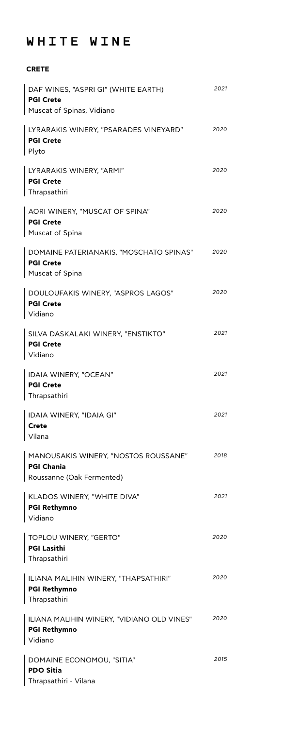# WHITE WINE

**CRETE**

DAF WINES, "ASPRI GI" (WHITE EARTH) *2021*
**PGI Crete**
Muscat of Spinas, Vidiano

LYRARAKIS WINERY, "PSARADES VINEYARD" *2020*
**PGI Crete**
Plyto

LYRARAKIS WINERY, "ARMI" *2020*
**PGI Crete**
Thrapsathiri

AORI WINERY, "MUSCAT OF SPINA" *2020*
**PGI Crete**
Muscat of Spina

DOMAINE PATERIANAKIS, "MOSCHATO SPINAS" *2020*
**PGI Crete**
Muscat of Spina

DOULOUFAKIS WINERY, "ASPROS LAGOS" *2020*
**PGI Crete**
Vidiano

SILVA DASKALAKI WINERY, "ENSTIKTO" *2021*
**PGI Crete**
Vidiano

IDAIA WINERY, "OCEAN" *2021*
**PGI Crete**
Thrapsathiri

IDAIA WINERY, "IDAIA GI" *2021*
**Crete**
Vilana

MANOUSAKIS WINERY, "NOSTOS ROUSSANE" *2018*
**PGI Chania**
Roussanne (Oak Fermented)

KLADOS WINERY, "WHITE DIVA" *2021*
**PGI Rethymno**
Vidiano

TOPLOU WINERY, "GERTO" *2020*
**PGI Lasithi**
Thrapsathiri

ILIANA MALIHIN WINERY, "THAPSATHIRI" *2020*
**PGI Rethymno**
Thrapsathiri

ILIANA MALIHIN WINERY, "VIDIANO OLD VINES" *2020*
**PGI Rethymno**
Vidiano

DOMAINE ECONOMOU, "SITIA" *2015*
**PDO Sitia**
Thrapsathiri - Vilana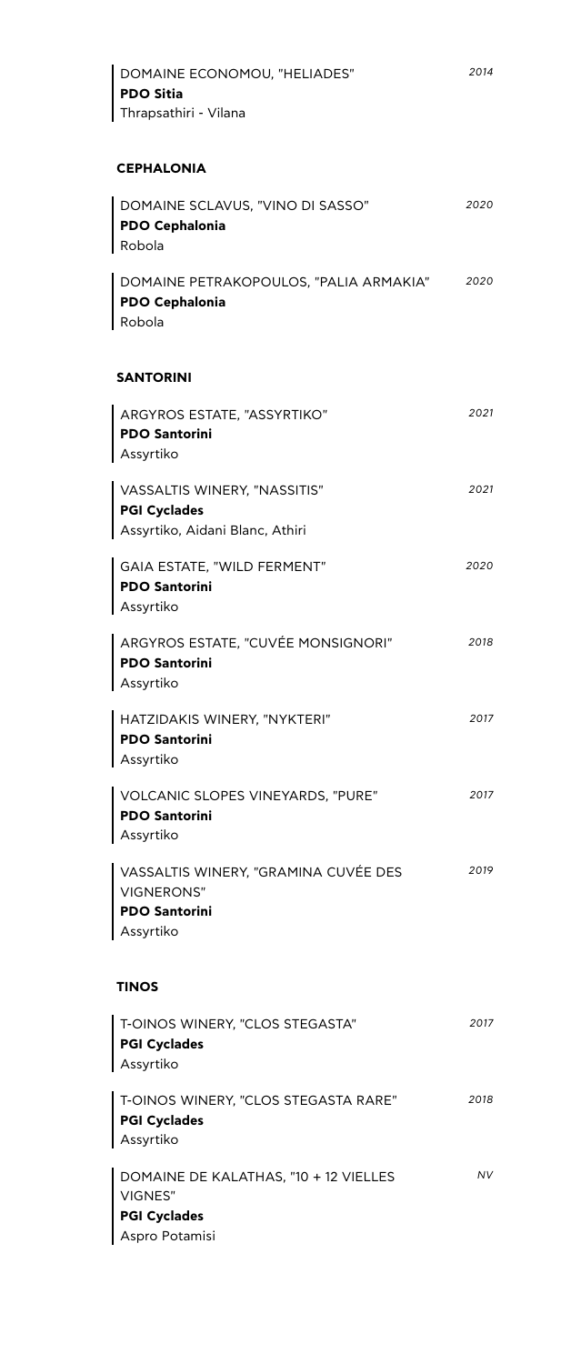DOMAINE ECONOMOU, "HELIADES" *2014*
**PDO Sitia**
Thrapsathiri - Vilana

### CEPHALONIA

DOMAINE SCLAVUS, "VINO DI SASSO" *2020*
**PDO Cephalonia**
Robola

DOMAINE PETRAKOPOULOS, "PALIA ARMAKIA" *2020*
**PDO Cephalonia**
Robola

### SANTORINI

ARGYROS ESTATE, "ASSYRTIKO" *2021*
**PDO Santorini**
Assyrtiko

VASSALTIS WINERY, "NASSITIS" *2021*
**PGI Cyclades**
Assyrtiko, Aidani Blanc, Athiri

GAIA ESTATE, "WILD FERMENT" *2020*
**PDO Santorini**
Assyrtiko

ARGYROS ESTATE, "CUVÉE MONSIGNORI" *2018*
**PDO Santorini**
Assyrtiko

HATZIDAKIS WINERY, "NYKTERI" *2017*
**PDO Santorini**
Assyrtiko

VOLCANIC SLOPES VINEYARDS, "PURE" *2017*
**PDO Santorini**
Assyrtiko

VASSALTIS WINERY, "GRAMINA CUVÉE DES VIGNERONS" *2019*
**PDO Santorini**
Assyrtiko

### TINOS

T-OINOS WINERY, "CLOS STEGASTA" *2017*
**PGI Cyclades**
Assyrtiko

T-OINOS WINERY, "CLOS STEGASTA RARE" *2018*
**PGI Cyclades**
Assyrtiko

DOMAINE DE KALATHAS, "10 + 12 VIELLES VIGNES" *NV*
**PGI Cyclades**
Aspro Potamisi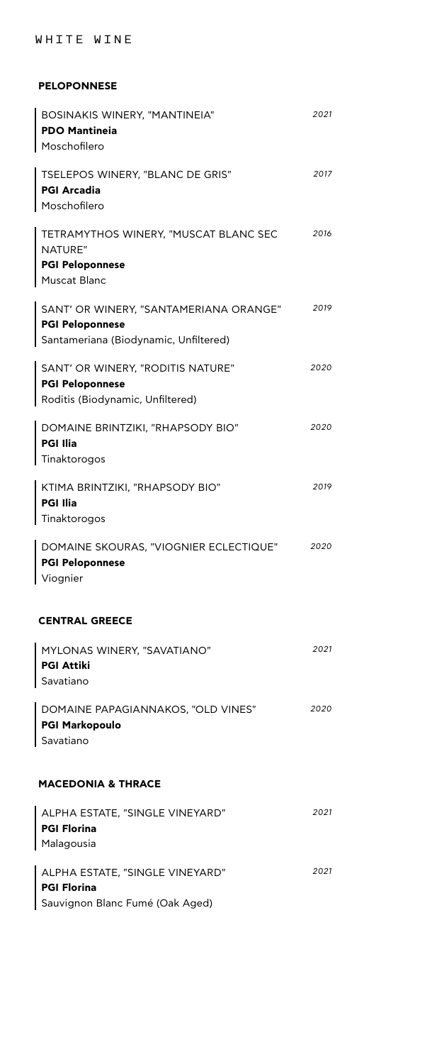# WHITE WINE

## PELOPONNESE

BOSINAKIS WINERY, "MANTINEIA" *2021*
**PDO Mantineia**
Moschofilero

TSELEPOS WINERY, "BLANC DE GRIS" *2017*
**PGI Arcadia**
Moschofilero

TETRAMYTHOS WINERY, "MUSCAT BLANC SEC NATURE" *2016*
**PGI Peloponnese**
Muscat Blanc

SANT' OR WINERY, "SANTAMERIANA ORANGE" *2019*
**PGI Peloponnese**
Santameriana (Biodynamic, Unfiltered)

SANT' OR WINERY, "RODITIS NATURE" *2020*
**PGI Peloponnese**
Roditis (Biodynamic, Unfiltered)

DOMAINE BRINTZIKI, "RHAPSODY BIO" *2020*
**PGI Ilia**
Tinaktorogos

KTIMA BRINTZIKI, "RHAPSODY BIO" *2019*
**PGI Ilia**
Tinaktorogos

DOMAINE SKOURAS, "VIOGNIER ECLECTIQUE" *2020*
**PGI Peloponnese**
Viognier

## CENTRAL GREECE

MYLONAS WINERY, "SAVATIANO" *2021*
**PGI Attiki**
Savatiano

DOMAINE PAPAGIANNAKOS, "OLD VINES" *2020*
**PGI Markopoulo**
Savatiano

## MACEDONIA & THRACE

ALPHA ESTATE, "SINGLE VINEYARD" *2021*
**PGI Florina**
Malagousia

ALPHA ESTATE, "SINGLE VINEYARD" *2021*
**PGI Florina**
Sauvignon Blanc Fumé (Oak Aged)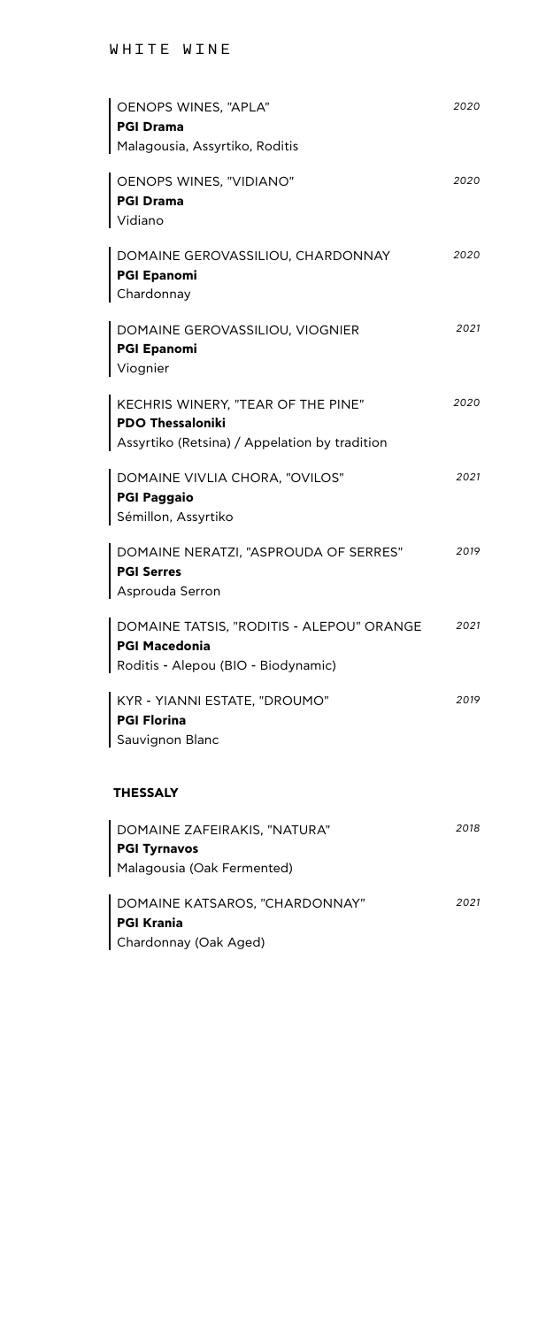## WHITE WINE

OENOPS WINES, "APLA" *2020*
**PGI Drama**
Malagousia, Assyrtiko, Roditis

OENOPS WINES, "VIDIANO" *2020*
**PGI Drama**
Vidiano

DOMAINE GEROVASSILIOU, CHARDONNAY *2020*
**PGI Epanomi**
Chardonnay

DOMAINE GEROVASSILIOU, VIOGNIER *2021*
**PGI Epanomi**
Viognier

KECHRIS WINERY, "TEAR OF THE PINE" *2020*
**PDO Thessaloniki**
Assyrtiko (Retsina) / Appelation by tradition

DOMAINE VIVLIA CHORA, "OVILOS" *2021*
**PGI Paggaio**
Sémillon, Assyrtiko

DOMAINE NERATZI, "ASPROUDA OF SERRES" *2019*
**PGI Serres**
Asprouda Serron

DOMAINE TATSIS, "RODITIS - ALEPOU" ORANGE *2021*
**PGI Macedonia**
Roditis - Alepou (BIO - Biodynamic)

KYR - YIANNI ESTATE, "DROUMO" *2019*
**PGI Florina**
Sauvignon Blanc

### THESSALY

DOMAINE ZAFEIRAKIS, "NATURA" *2018*
**PGI Tyrnavos**
Malagousia (Oak Fermented)

DOMAINE KATSAROS, "CHARDONNAY" *2021*
**PGI Krania**
Chardonnay (Oak Aged)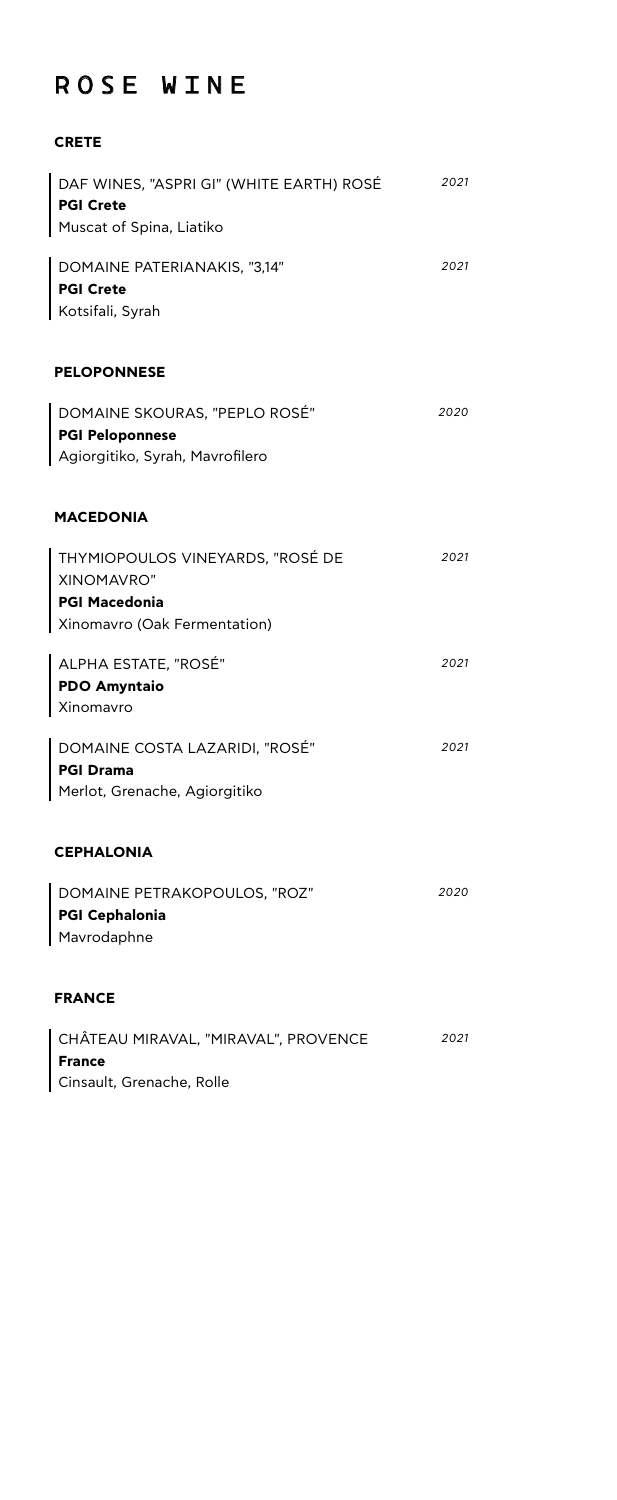# ROSE WINE

## CRETE

DAF WINES, "ASPRI GI" (WHITE EARTH) ROSÉ — *2021*
**PGI Crete**
Muscat of Spina, Liatiko

DOMAINE PATERIANAKIS, "3,14" — *2021*
**PGI Crete**
Kotsifali, Syrah

## PELOPONNESE

DOMAINE SKOURAS, "PEPLO ROSÉ" — *2020*
**PGI Peloponnese**
Agiorgitiko, Syrah, Mavrofilero

## MACEDONIA

THYMIOPOULOS VINEYARDS, "ROSÉ DE XINOMAVRO" — *2021*
**PGI Macedonia**
Xinomavro (Oak Fermentation)

ALPHA ESTATE, "ROSÉ" — *2021*
**PDO Amyntaio**
Xinomavro

DOMAINE COSTA LAZARIDI, "ROSÉ" — *2021*
**PGI Drama**
Merlot, Grenache, Agiorgitiko

## CEPHALONIA

DOMAINE PETRAKOPOULOS, "ROZ" — *2020*
**PGI Cephalonia**
Mavrodaphne

## FRANCE

CHÂTEAU MIRAVAL, "MIRAVAL", PROVENCE — *2021*
**France**
Cinsault, Grenache, Rolle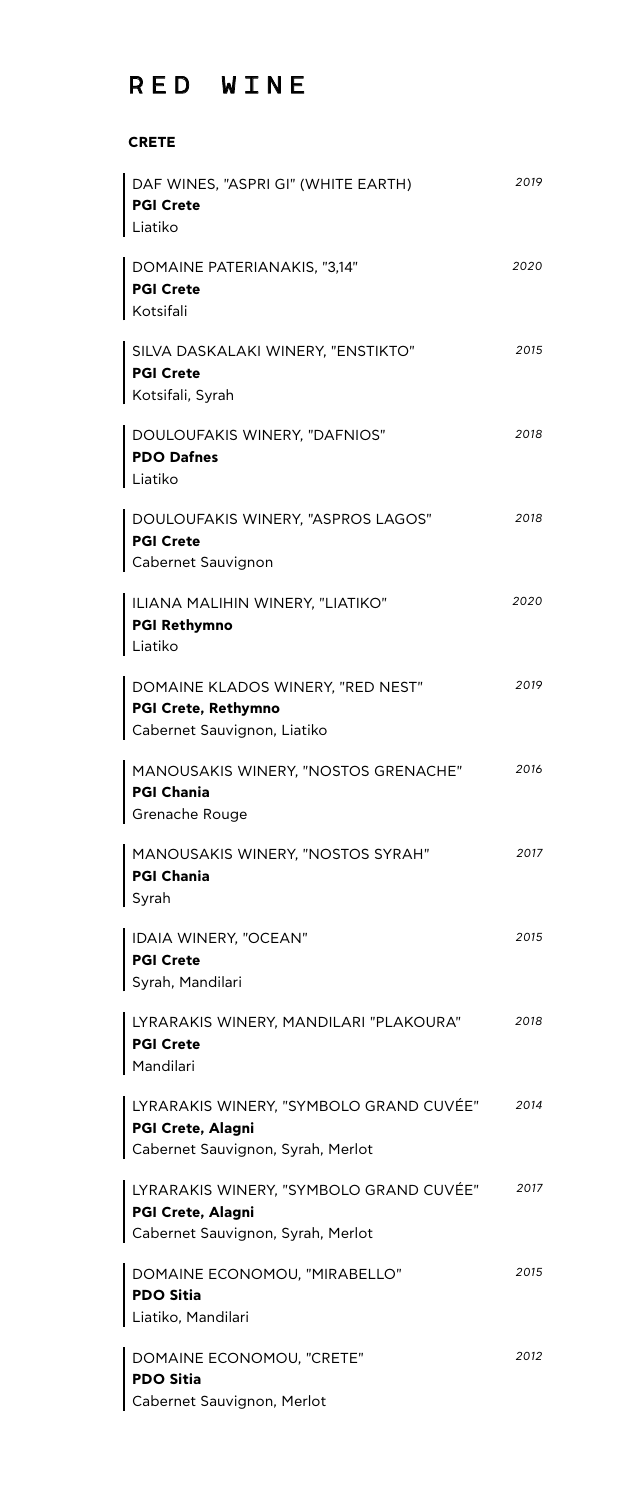# RED WINE

## CRETE

DAF WINES, "ASPRI GI" (WHITE EARTH) *2019*
**PGI Crete**
Liatiko

DOMAINE PATERIANAKIS, "3,14" *2020*
**PGI Crete**
Kotsifali

SILVA DASKALAKI WINERY, "ENSTIKTO" *2015*
**PGI Crete**
Kotsifali, Syrah

DOULOUFAKIS WINERY, "DAFNIOS" *2018*
**PDO Dafnes**
Liatiko

DOULOUFAKIS WINERY, "ASPROS LAGOS" *2018*
**PGI Crete**
Cabernet Sauvignon

ILIANA MALIHIN WINERY, "LIATIKO" *2020*
**PGI Rethymno**
Liatiko

DOMAINE KLADOS WINERY, "RED NEST" *2019*
**PGI Crete, Rethymno**
Cabernet Sauvignon, Liatiko

MANOUSAKIS WINERY, "NOSTOS GRENACHE" *2016*
**PGI Chania**
Grenache Rouge

MANOUSAKIS WINERY, "NOSTOS SYRAH" *2017*
**PGI Chania**
Syrah

IDAIA WINERY, "OCEAN" *2015*
**PGI Crete**
Syrah, Mandilari

LYRARAKIS WINERY, MANDILARI "PLAKOURA" *2018*
**PGI Crete**
Mandilari

LYRARAKIS WINERY, "SYMBOLO GRAND CUVÉE" *2014*
**PGI Crete, Alagni**
Cabernet Sauvignon, Syrah, Merlot

LYRARAKIS WINERY, "SYMBOLO GRAND CUVÉE" *2017*
**PGI Crete, Alagni**
Cabernet Sauvignon, Syrah, Merlot

DOMAINE ECONOMOU, "MIRABELLO" *2015*
**PDO Sitia**
Liatiko, Mandilari

DOMAINE ECONOMOU, "CRETE" *2012*
**PDO Sitia**
Cabernet Sauvignon, Merlot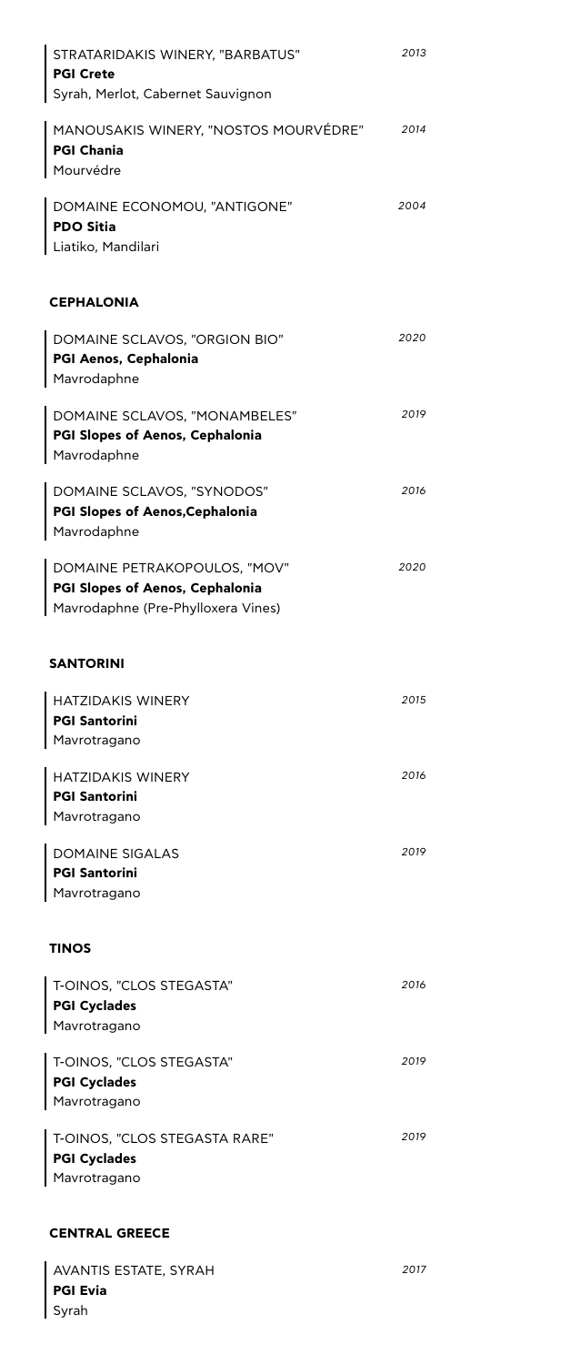STRATARIDAKIS WINERY, "BARBATUS" *2013*
**PGI Crete**
Syrah, Merlot, Cabernet Sauvignon

MANOUSAKIS WINERY, "NOSTOS MOURVÉDRE" *2014*
**PGI Chania**
Mourvédre

DOMAINE ECONOMOU, "ANTIGONE" *2004*
**PDO Sitia**
Liatiko, Mandilari

### CEPHALONIA

DOMAINE SCLAVOS, "ORGION BIO" *2020*
**PGI Aenos, Cephalonia**
Mavrodaphne

DOMAINE SCLAVOS, "MONAMBELES" *2019*
**PGI Slopes of Aenos, Cephalonia**
Mavrodaphne

DOMAINE SCLAVOS, "SYNODOS" *2016*
**PGI Slopes of Aenos,Cephalonia**
Mavrodaphne

DOMAINE PETRAKOPOULOS, "MOV" *2020*
**PGI Slopes of Aenos, Cephalonia**
Mavrodaphne (Pre-Phylloxera Vines)

### SANTORINI

HATZIDAKIS WINERY *2015*
**PGI Santorini**
Mavrotragano

HATZIDAKIS WINERY *2016*
**PGI Santorini**
Mavrotragano

DOMAINE SIGALAS *2019*
**PGI Santorini**
Mavrotragano

### TINOS

T-OINOS, "CLOS STEGASTA" *2016*
**PGI Cyclades**
Mavrotragano

T-OINOS, "CLOS STEGASTA" *2019*
**PGI Cyclades**
Mavrotragano

T-OINOS, "CLOS STEGASTA RARE" *2019*
**PGI Cyclades**
Mavrotragano

### CENTRAL GREECE

AVANTIS ESTATE, SYRAH *2017*
**PGI Evia**
Syrah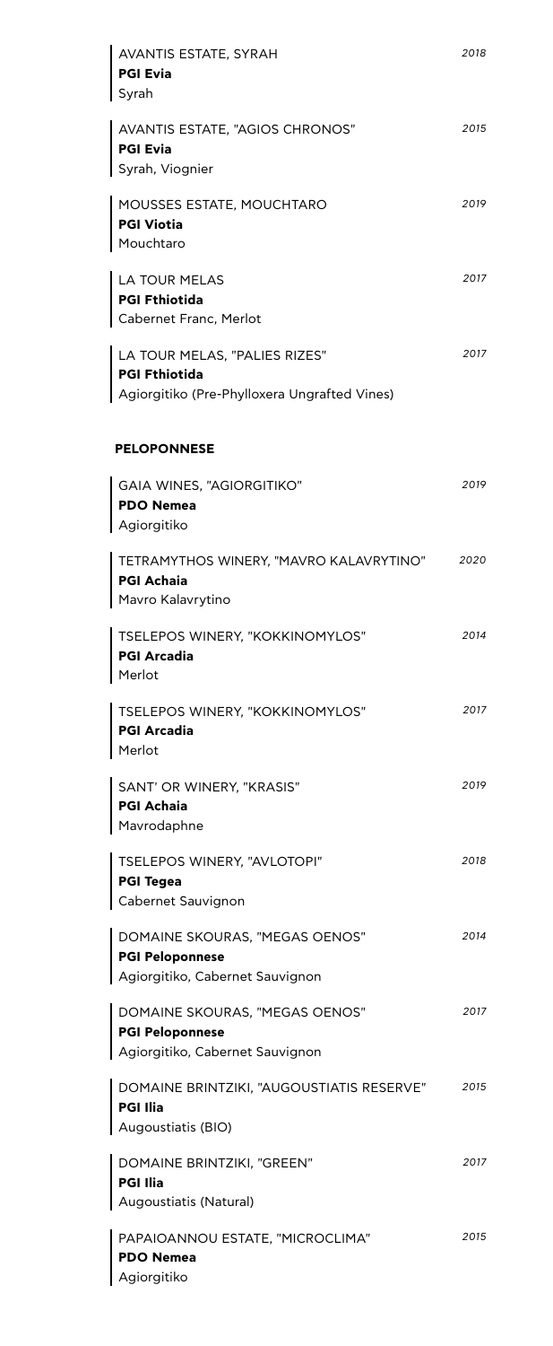AVANTIS ESTATE, SYRAH *2018*
**PGI Evia**
Syrah

AVANTIS ESTATE, "AGIOS CHRONOS" *2015*
**PGI Evia**
Syrah, Viognier

MOUSSES ESTATE, MOUCHTARO *2019*
**PGI Viotia**
Mouchtaro

LA TOUR MELAS *2017*
**PGI Fthiotida**
Cabernet Franc, Merlot

LA TOUR MELAS, "PALIES RIZES" *2017*
**PGI Fthiotida**
Agiorgitiko (Pre-Phylloxera Ungrafted Vines)

## PELOPONNESE

GAIA WINES, "AGIORGITIKO" *2019*
**PDO Nemea**
Agiorgitiko

TETRAMYTHOS WINERY, "MAVRO KALAVRYTINO" *2020*
**PGI Achaia**
Mavro Kalavrytino

TSELEPOS WINERY, "KOKKINOMYLOS" *2014*
**PGI Arcadia**
Merlot

TSELEPOS WINERY, "KOKKINOMYLOS" *2017*
**PGI Arcadia**
Merlot

SANT' OR WINERY, "KRASIS" *2019*
**PGI Achaia**
Mavrodaphne

TSELEPOS WINERY, "AVLOTOPI" *2018*
**PGI Tegea**
Cabernet Sauvignon

DOMAINE SKOURAS, "MEGAS OENOS" *2014*
**PGI Peloponnese**
Agiorgitiko, Cabernet Sauvignon

DOMAINE SKOURAS, "MEGAS OENOS" *2017*
**PGI Peloponnese**
Agiorgitiko, Cabernet Sauvignon

DOMAINE BRINTZIKI, "AUGOUSTIATIS RESERVE" *2015*
**PGI Ilia**
Augoustiatis (BIO)

DOMAINE BRINTZIKI, "GREEN" *2017*
**PGI Ilia**
Augoustiatis (Natural)

PAPAIOANNOU ESTATE, "MICROCLIMA" *2015*
**PDO Nemea**
Agiorgitiko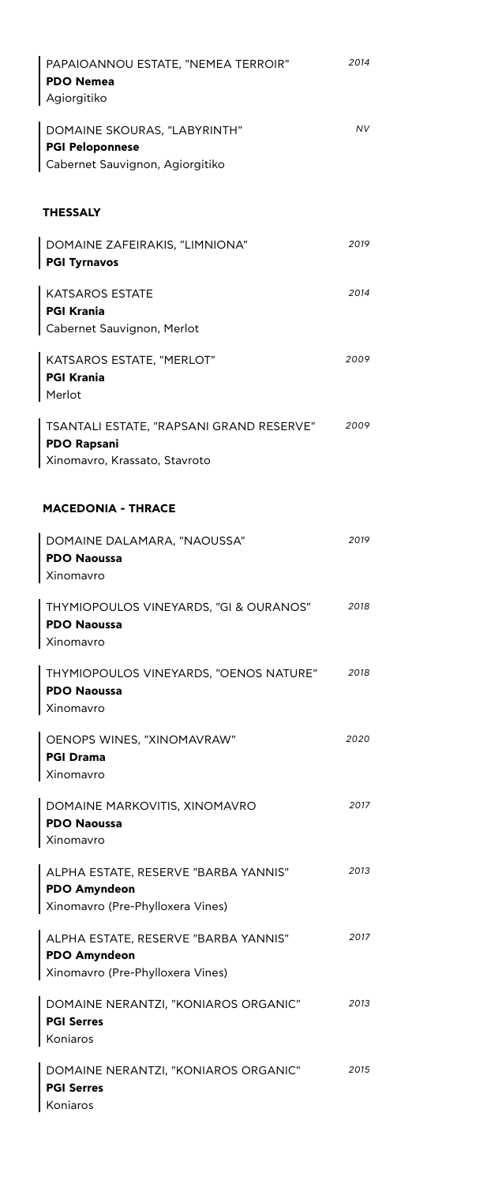PAPAIOANNOU ESTATE, "NEMEA TERROIR" *2014*
**PDO Nemea**
Agiorgitiko

DOMAINE SKOURAS, "LABYRINTH" *NV*
**PGI Peloponnese**
Cabernet Sauvignon, Agiorgitiko

### THESSALY

DOMAINE ZAFEIRAKIS, "LIMNIONA" *2019*
**PGI Tyrnavos**

KATSAROS ESTATE *2014*
**PGI Krania**
Cabernet Sauvignon, Merlot

KATSAROS ESTATE, "MERLOT" *2009*
**PGI Krania**
Merlot

TSANTALI ESTATE, "RAPSANI GRAND RESERVE" *2009*
**PDO Rapsani**
Xinomavro, Krassato, Stavroto

### MACEDONIA - THRACE

DOMAINE DALAMARA, "NAOUSSA" *2019*
**PDO Naoussa**
Xinomavro

THYMIOPOULOS VINEYARDS, "GI & OURANOS" *2018*
**PDO Naoussa**
Xinomavro

THYMIOPOULOS VINEYARDS, "OENOS NATURE" *2018*
**PDO Naoussa**
Xinomavro

OENOPS WINES, "XINOMAVRAW" *2020*
**PGI Drama**
Xinomavro

DOMAINE MARKOVITIS, XINOMAVRO *2017*
**PDO Naoussa**
Xinomavro

ALPHA ESTATE, RESERVE "BARBA YANNIS" *2013*
**PDO Amyndeon**
Xinomavro (Pre-Phylloxera Vines)

ALPHA ESTATE, RESERVE "BARBA YANNIS" *2017*
**PDO Amyndeon**
Xinomavro (Pre-Phylloxera Vines)

DOMAINE NERANTZI, "KONIAROS ORGANIC" *2013*
**PGI Serres**
Koniaros

DOMAINE NERANTZI, "KONIAROS ORGANIC" *2015*
**PGI Serres**
Koniaros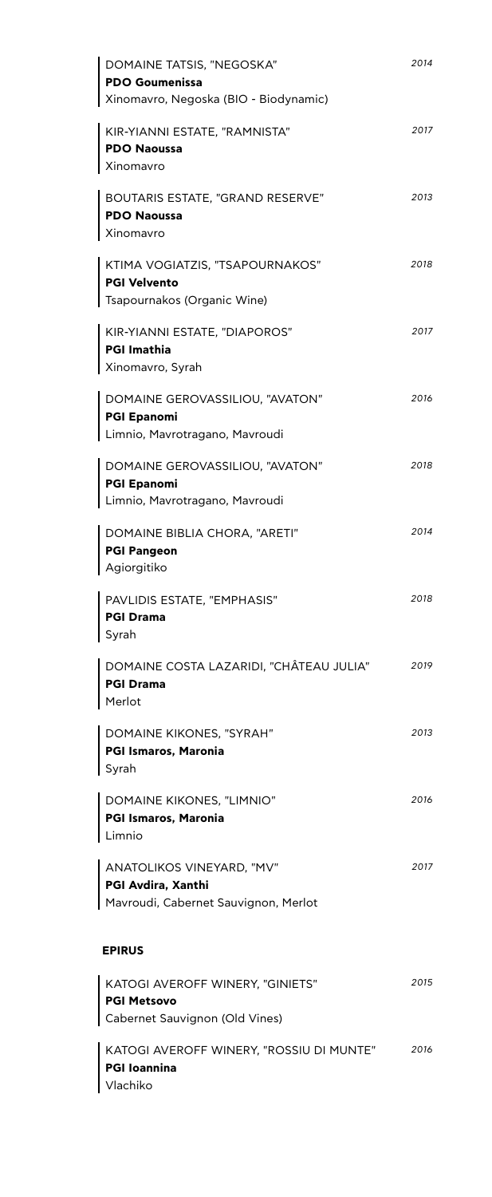DOMAINE TATSIS, "NEGOSKA" *2014*
**PDO Goumenissa**
Xinomavro, Negoska (BIO - Biodynamic)

KIR-YIANNI ESTATE, "RAMNISTA" *2017*
**PDO Naoussa**
Xinomavro

BOUTARIS ESTATE, "GRAND RESERVE" *2013*
**PDO Naoussa**
Xinomavro

KTIMA VOGIATZIS, "TSAPOURNAKOS" *2018*
**PGI Velvento**
Tsapournakos (Organic Wine)

KIR-YIANNI ESTATE, "DIAPOROS" *2017*
**PGI Imathia**
Xinomavro, Syrah

DOMAINE GEROVASSILIOU, "AVATON" *2016*
**PGI Epanomi**
Limnio, Mavrotragano, Mavroudi

DOMAINE GEROVASSILIOU, "AVATON" *2018*
**PGI Epanomi**
Limnio, Mavrotragano, Mavroudi

DOMAINE BIBLIA CHORA, "ARETI" *2014*
**PGI Pangeon**
Agiorgitiko

PAVLIDIS ESTATE, "EMPHASIS" *2018*
**PGI Drama**
Syrah

DOMAINE COSTA LAZARIDI, "CHÂTEAU JULIA" *2019*
**PGI Drama**
Merlot

DOMAINE KIKONES, "SYRAH" *2013*
**PGI Ismaros, Maronia**
Syrah

DOMAINE KIKONES, "LIMNIO" *2016*
**PGI Ismaros, Maronia**
Limnio

ANATOLIKOS VINEYARD, "MV" *2017*
**PGI Avdira, Xanthi**
Mavroudi, Cabernet Sauvignon, Merlot

## EPIRUS

KATOGI AVEROFF WINERY, "GINIETS" *2015*
**PGI Metsovo**
Cabernet Sauvignon (Old Vines)

KATOGI AVEROFF WINERY, "ROSSIU DI MUNTE" *2016*
**PGI Ioannina**
Vlachiko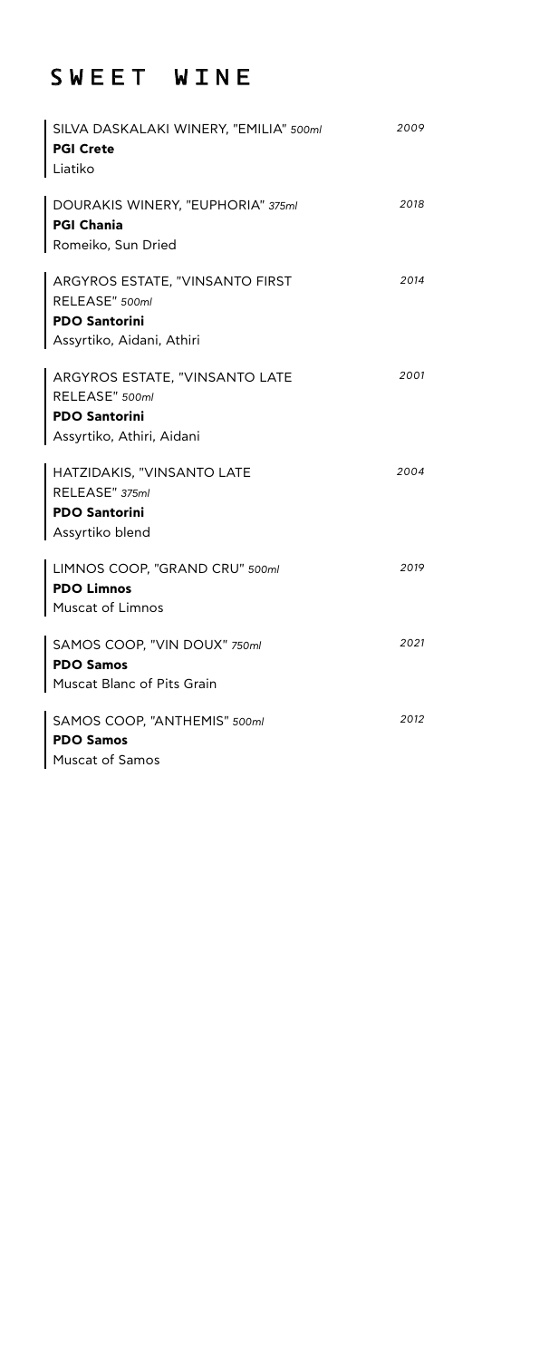# SWEET WINE

SILVA DASKALAKI WINERY, "EMILIA" *500ml* — *2009*
**PGI Crete**
Liatiko

DOURAKIS WINERY, "EUPHORIA" *375ml* — *2018*
**PGI Chania**
Romeiko, Sun Dried

ARGYROS ESTATE, "VINSANTO FIRST RELEASE" *500ml* — *2014*
**PDO Santorini**
Assyrtiko, Aidani, Athiri

ARGYROS ESTATE, "VINSANTO LATE RELEASE" *500ml* — *2001*
**PDO Santorini**
Assyrtiko, Athiri, Aidani

HATZIDAKIS, "VINSANTO LATE RELEASE" *375ml* — *2004*
**PDO Santorini**
Assyrtiko blend

LIMNOS COOP, "GRAND CRU" *500ml* — *2019*
**PDO Limnos**
Muscat of Limnos

SAMOS COOP, "VIN DOUX" *750ml* — *2021*
**PDO Samos**
Muscat Blanc of Pits Grain

SAMOS COOP, "ANTHEMIS" *500ml* — *2012*
**PDO Samos**
Muscat of Samos